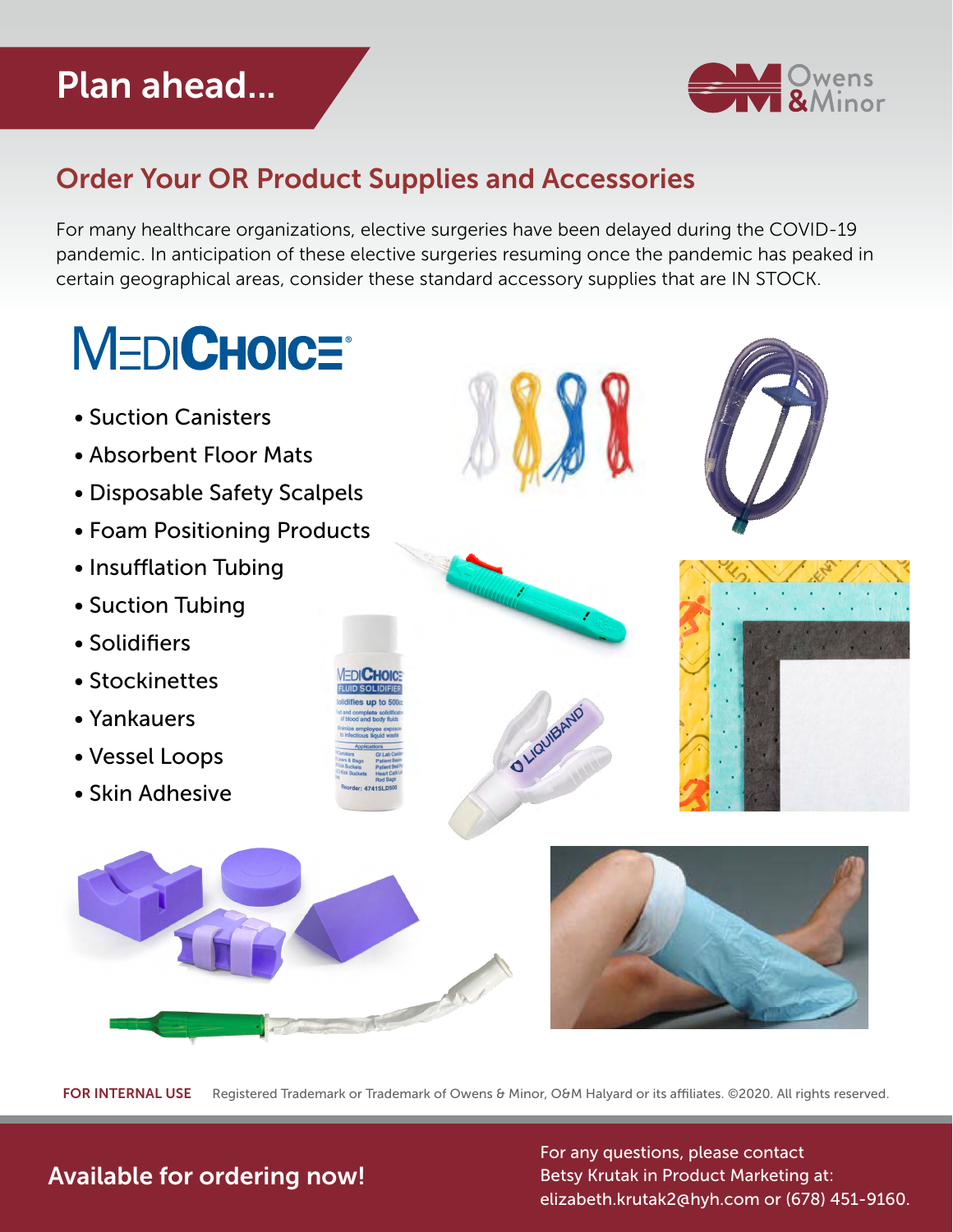# Plan ahead...

## Order Your OR Product Supplies and Accessories

For many healthcare organizations, elective surgeries have been delayed during the COVID-19 pandemic. In anticipation of these elective surgeries resuming once the pandemic has peaked in certain geographical areas, consider these standard accessory supplies that are IN STOCK.

### MEDICHOICE®

- Suction Canisters
- Absorbent Floor Mats
- Disposable Safety Scalpels
- Foam Positioning Products
- Insufflation Tubing
- Suction Tubing
- Solidifiers
- Stockinettes
- Yankauers
- Vessel Loops
- Skin Adhesive

**FOR INTERNAL USE** Registered Trademark or Trademark of Owens & Minor, O&M Halyard or its affiliates. ©2020. All rights reserved.

**Available for ordering now!**

For any questions, please contact Betsy Krutak in Product Marketing at: elizabeth.krutak2@hyh.com or (678) 451-9160.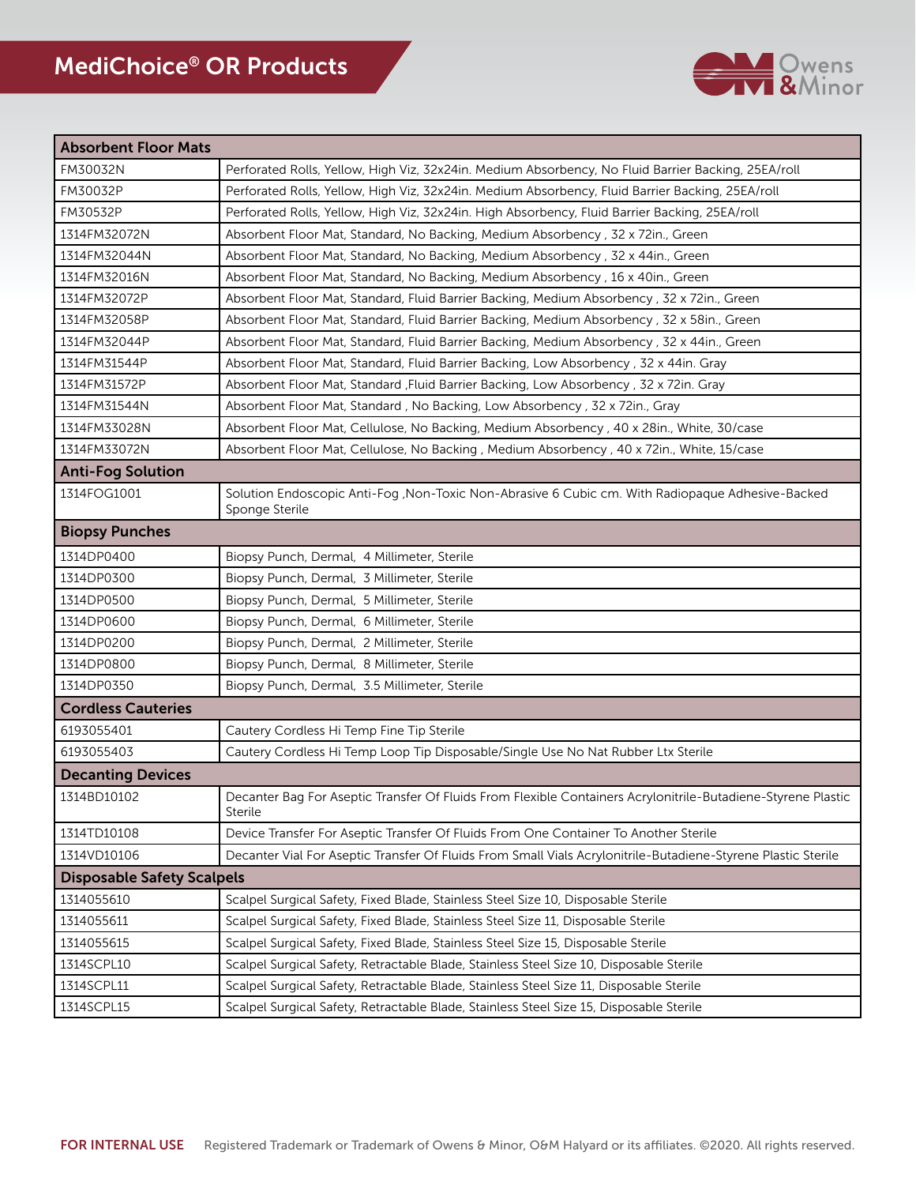## MediChoice® OR Products

| Absorbent Floor Mats | |
|---|---|
| FM30032N | Perforated Rolls, Yellow, High Viz, 32x24in. Medium Absorbency, No Fluid Barrier Backing, 25EA/roll |
| FM30032P | Perforated Rolls, Yellow, High Viz, 32x24in. Medium Absorbency, Fluid Barrier Backing, 25EA/roll |
| FM30532P | Perforated Rolls, Yellow, High Viz, 32x24in. High Absorbency, Fluid Barrier Backing, 25EA/roll |
| 1314FM32072N | Absorbent Floor Mat, Standard, No Backing, Medium Absorbency , 32 x 72in., Green |
| 1314FM32044N | Absorbent Floor Mat, Standard, No Backing, Medium Absorbency , 32 x 44in., Green |
| 1314FM32016N | Absorbent Floor Mat, Standard, No Backing, Medium Absorbency , 16 x 40in., Green |
| 1314FM32072P | Absorbent Floor Mat, Standard, Fluid Barrier Backing, Medium Absorbency , 32 x 72in., Green |
| 1314FM32058P | Absorbent Floor Mat, Standard, Fluid Barrier Backing, Medium Absorbency , 32 x 58in., Green |
| 1314FM32044P | Absorbent Floor Mat, Standard, Fluid Barrier Backing, Medium Absorbency , 32 x 44in., Green |
| 1314FM31544P | Absorbent Floor Mat, Standard, Fluid Barrier Backing, Low Absorbency , 32 x 44in. Gray |
| 1314FM31572P | Absorbent Floor Mat, Standard ,Fluid Barrier Backing, Low Absorbency , 32 x 72in. Gray |
| 1314FM31544N | Absorbent Floor Mat, Standard , No Backing, Low Absorbency , 32 x 72in., Gray |
| 1314FM33028N | Absorbent Floor Mat, Cellulose, No Backing, Medium Absorbency , 40 x 28in., White, 30/case |
| 1314FM33072N | Absorbent Floor Mat, Cellulose, No Backing , Medium Absorbency , 40 x 72in., White, 15/case |
| **Anti-Fog Solution** | |
| 1314FOG1001 | Solution Endoscopic Anti-Fog ,Non-Toxic Non-Abrasive 6 Cubic cm. With Radiopaque Adhesive-Backed Sponge Sterile |
| **Biopsy Punches** | |
| 1314DP0400 | Biopsy Punch, Dermal, 4 Millimeter, Sterile |
| 1314DP0300 | Biopsy Punch, Dermal, 3 Millimeter, Sterile |
| 1314DP0500 | Biopsy Punch, Dermal, 5 Millimeter, Sterile |
| 1314DP0600 | Biopsy Punch, Dermal, 6 Millimeter, Sterile |
| 1314DP0200 | Biopsy Punch, Dermal, 2 Millimeter, Sterile |
| 1314DP0800 | Biopsy Punch, Dermal, 8 Millimeter, Sterile |
| 1314DP0350 | Biopsy Punch, Dermal, 3.5 Millimeter, Sterile |
| **Cordless Cauteries** | |
| 6193055401 | Cautery Cordless Hi Temp Fine Tip Sterile |
| 6193055403 | Cautery Cordless Hi Temp Loop Tip Disposable/Single Use No Nat Rubber Ltx Sterile |
| **Decanting Devices** | |
| 1314BD10102 | Decanter Bag For Aseptic Transfer Of Fluids From Flexible Containers Acrylonitrile-Butadiene-Styrene Plastic Sterile |
| 1314TD10108 | Device Transfer For Aseptic Transfer Of Fluids From One Container To Another Sterile |
| 1314VD10106 | Decanter Vial For Aseptic Transfer Of Fluids From Small Vials Acrylonitrile-Butadiene-Styrene Plastic Sterile |
| **Disposable Safety Scalpels** | |
| 1314055610 | Scalpel Surgical Safety, Fixed Blade, Stainless Steel Size 10, Disposable Sterile |
| 1314055611 | Scalpel Surgical Safety, Fixed Blade, Stainless Steel Size 11, Disposable Sterile |
| 1314055615 | Scalpel Surgical Safety, Fixed Blade, Stainless Steel Size 15, Disposable Sterile |
| 1314SCPL10 | Scalpel Surgical Safety, Retractable Blade, Stainless Steel Size 10, Disposable Sterile |
| 1314SCPL11 | Scalpel Surgical Safety, Retractable Blade, Stainless Steel Size 11, Disposable Sterile |
| 1314SCPL15 | Scalpel Surgical Safety, Retractable Blade, Stainless Steel Size 15, Disposable Sterile |

**FOR INTERNAL USE** Registered Trademark or Trademark of Owens & Minor, O&M Halyard or its affiliates. ©2020. All rights reserved.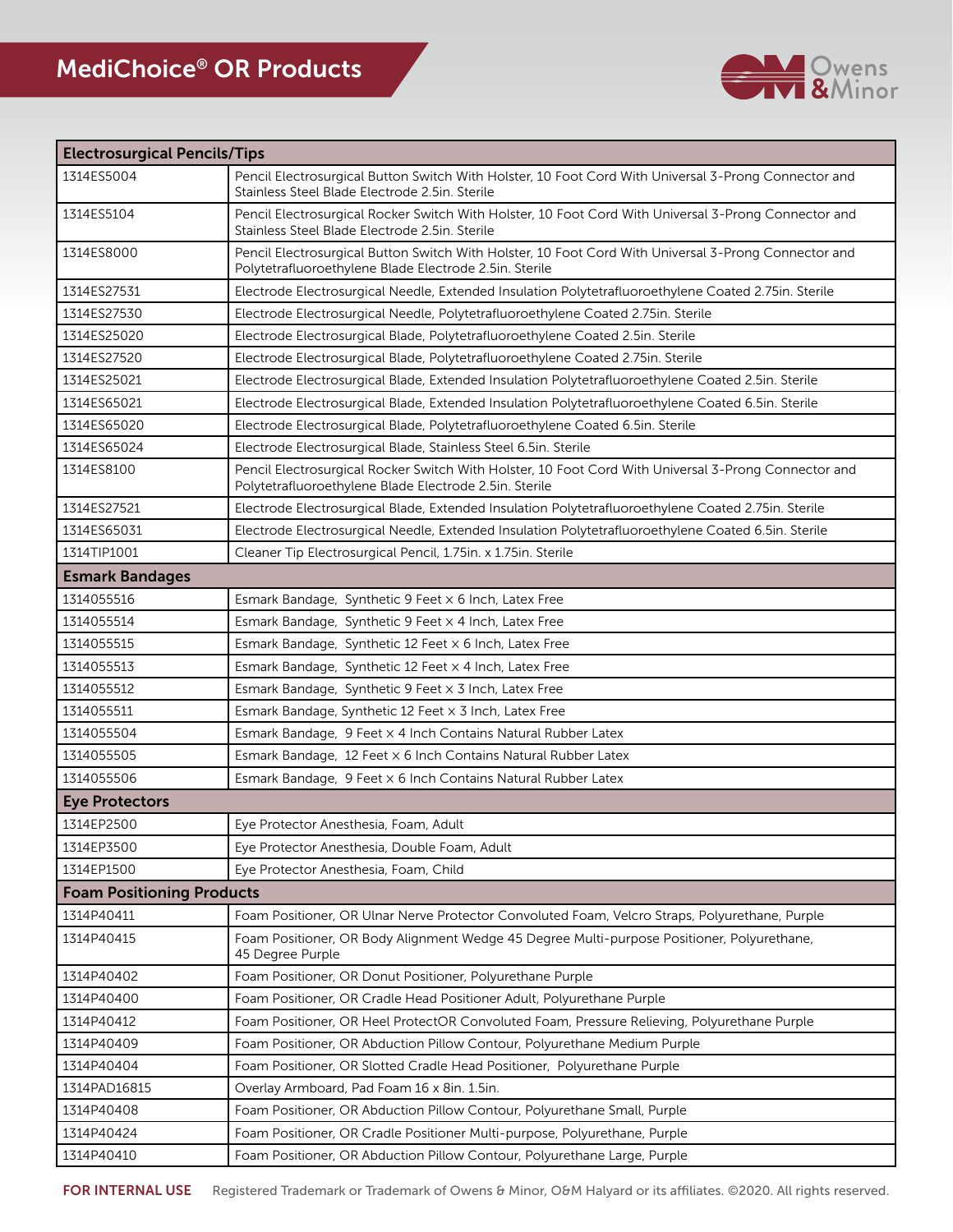## MediChoice® OR Products

| Electrosurgical Pencils/Tips | |
|---|---|
| 1314ES5004 | Pencil Electrosurgical Button Switch With Holster, 10 Foot Cord With Universal 3-Prong Connector and Stainless Steel Blade Electrode 2.5in. Sterile |
| 1314ES5104 | Pencil Electrosurgical Rocker Switch With Holster, 10 Foot Cord With Universal 3-Prong Connector and Stainless Steel Blade Electrode 2.5in. Sterile |
| 1314ES8000 | Pencil Electrosurgical Button Switch With Holster, 10 Foot Cord With Universal 3-Prong Connector and Polytetrafluoroethylene Blade Electrode 2.5in. Sterile |
| 1314ES27531 | Electrode Electrosurgical Needle, Extended Insulation Polytetrafluoroethylene Coated 2.75in. Sterile |
| 1314ES27530 | Electrode Electrosurgical Needle, Polytetrafluoroethylene Coated 2.75in. Sterile |
| 1314ES25020 | Electrode Electrosurgical Blade, Polytetrafluoroethylene Coated 2.5in. Sterile |
| 1314ES27520 | Electrode Electrosurgical Blade, Polytetrafluoroethylene Coated 2.75in. Sterile |
| 1314ES25021 | Electrode Electrosurgical Blade, Extended Insulation Polytetrafluoroethylene Coated 2.5in. Sterile |
| 1314ES65021 | Electrode Electrosurgical Blade, Extended Insulation Polytetrafluoroethylene Coated 6.5in. Sterile |
| 1314ES65020 | Electrode Electrosurgical Blade, Polytetrafluoroethylene Coated 6.5in. Sterile |
| 1314ES65024 | Electrode Electrosurgical Blade, Stainless Steel 6.5in. Sterile |
| 1314ES8100 | Pencil Electrosurgical Rocker Switch With Holster, 10 Foot Cord With Universal 3-Prong Connector and Polytetrafluoroethylene Blade Electrode 2.5in. Sterile |
| 1314ES27521 | Electrode Electrosurgical Blade, Extended Insulation Polytetrafluoroethylene Coated 2.75in. Sterile |
| 1314ES65031 | Electrode Electrosurgical Needle, Extended Insulation Polytetrafluoroethylene Coated 6.5in. Sterile |
| 1314TIP1001 | Cleaner Tip Electrosurgical Pencil, 1.75in. x 1.75in. Sterile |
| **Esmark Bandages** | |
| 1314055516 | Esmark Bandage, Synthetic 9 Feet × 6 Inch, Latex Free |
| 1314055514 | Esmark Bandage, Synthetic 9 Feet × 4 Inch, Latex Free |
| 1314055515 | Esmark Bandage, Synthetic 12 Feet × 6 Inch, Latex Free |
| 1314055513 | Esmark Bandage, Synthetic 12 Feet × 4 Inch, Latex Free |
| 1314055512 | Esmark Bandage, Synthetic 9 Feet × 3 Inch, Latex Free |
| 1314055511 | Esmark Bandage, Synthetic 12 Feet × 3 Inch, Latex Free |
| 1314055504 | Esmark Bandage, 9 Feet × 4 Inch Contains Natural Rubber Latex |
| 1314055505 | Esmark Bandage, 12 Feet × 6 Inch Contains Natural Rubber Latex |
| 1314055506 | Esmark Bandage, 9 Feet × 6 Inch Contains Natural Rubber Latex |
| **Eye Protectors** | |
| 1314EP2500 | Eye Protector Anesthesia, Foam, Adult |
| 1314EP3500 | Eye Protector Anesthesia, Double Foam, Adult |
| 1314EP1500 | Eye Protector Anesthesia, Foam, Child |
| **Foam Positioning Products** | |
| 1314P40411 | Foam Positioner, OR Ulnar Nerve Protector Convoluted Foam, Velcro Straps, Polyurethane, Purple |
| 1314P40415 | Foam Positioner, OR Body Alignment Wedge 45 Degree Multi-purpose Positioner, Polyurethane, 45 Degree Purple |
| 1314P40402 | Foam Positioner, OR Donut Positioner, Polyurethane Purple |
| 1314P40400 | Foam Positioner, OR Cradle Head Positioner Adult, Polyurethane Purple |
| 1314P40412 | Foam Positioner, OR Heel ProtectOR Convoluted Foam, Pressure Relieving, Polyurethane Purple |
| 1314P40409 | Foam Positioner, OR Abduction Pillow Contour, Polyurethane Medium Purple |
| 1314P40404 | Foam Positioner, OR Slotted Cradle Head Positioner, Polyurethane Purple |
| 1314PAD16815 | Overlay Armboard, Pad Foam 16 x 8in. 1.5in. |
| 1314P40408 | Foam Positioner, OR Abduction Pillow Contour, Polyurethane Small, Purple |
| 1314P40424 | Foam Positioner, OR Cradle Positioner Multi-purpose, Polyurethane, Purple |
| 1314P40410 | Foam Positioner, OR Abduction Pillow Contour, Polyurethane Large, Purple |

**FOR INTERNAL USE** Registered Trademark or Trademark of Owens & Minor, O&M Halyard or its affiliates. ©2020. All rights reserved.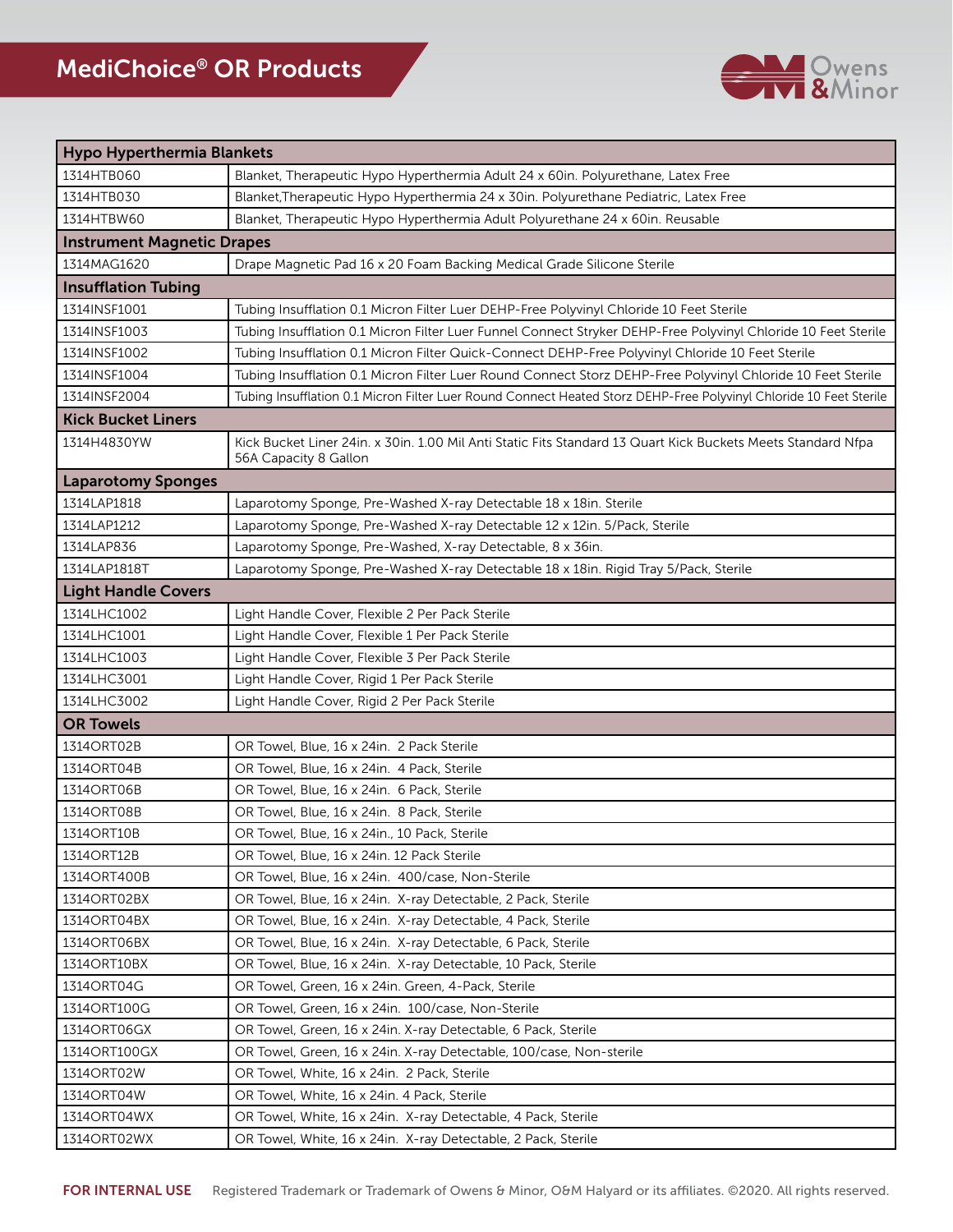# MediChoice® OR Products

| Hypo Hyperthermia Blankets | |
|---|---|
| 1314HTB060 | Blanket, Therapeutic Hypo Hyperthermia Adult 24 x 60in. Polyurethane, Latex Free |
| 1314HTB030 | Blanket,Therapeutic Hypo Hyperthermia 24 x 30in. Polyurethane Pediatric, Latex Free |
| 1314HTBW60 | Blanket, Therapeutic Hypo Hyperthermia Adult Polyurethane 24 x 60in. Reusable |
| **Instrument Magnetic Drapes** | |
| 1314MAG1620 | Drape Magnetic Pad 16 x 20 Foam Backing Medical Grade Silicone Sterile |
| **Insufflation Tubing** | |
| 1314INSF1001 | Tubing Insufflation 0.1 Micron Filter Luer DEHP-Free Polyvinyl Chloride 10 Feet Sterile |
| 1314INSF1003 | Tubing Insufflation 0.1 Micron Filter Luer Funnel Connect Stryker DEHP-Free Polyvinyl Chloride 10 Feet Sterile |
| 1314INSF1002 | Tubing Insufflation 0.1 Micron Filter Quick-Connect DEHP-Free Polyvinyl Chloride 10 Feet Sterile |
| 1314INSF1004 | Tubing Insufflation 0.1 Micron Filter Luer Round Connect Storz DEHP-Free Polyvinyl Chloride 10 Feet Sterile |
| 1314INSF2004 | Tubing Insufflation 0.1 Micron Filter Luer Round Connect Heated Storz DEHP-Free Polyvinyl Chloride 10 Feet Sterile |
| **Kick Bucket Liners** | |
| 1314H4830YW | Kick Bucket Liner 24in. x 30in. 1.00 Mil Anti Static Fits Standard 13 Quart Kick Buckets Meets Standard Nfpa 56A Capacity 8 Gallon |
| **Laparotomy Sponges** | |
| 1314LAP1818 | Laparotomy Sponge, Pre-Washed X-ray Detectable 18 x 18in. Sterile |
| 1314LAP1212 | Laparotomy Sponge, Pre-Washed X-ray Detectable 12 x 12in. 5/Pack, Sterile |
| 1314LAP836 | Laparotomy Sponge, Pre-Washed, X-ray Detectable, 8 x 36in. |
| 1314LAP1818T | Laparotomy Sponge, Pre-Washed X-ray Detectable 18 x 18in. Rigid Tray 5/Pack, Sterile |
| **Light Handle Covers** | |
| 1314LHC1002 | Light Handle Cover, Flexible 2 Per Pack Sterile |
| 1314LHC1001 | Light Handle Cover, Flexible 1 Per Pack Sterile |
| 1314LHC1003 | Light Handle Cover, Flexible 3 Per Pack Sterile |
| 1314LHC3001 | Light Handle Cover, Rigid 1 Per Pack Sterile |
| 1314LHC3002 | Light Handle Cover, Rigid 2 Per Pack Sterile |
| **OR Towels** | |
| 1314ORT02B | OR Towel, Blue, 16 x 24in. 2 Pack Sterile |
| 1314ORT04B | OR Towel, Blue, 16 x 24in. 4 Pack, Sterile |
| 1314ORT06B | OR Towel, Blue, 16 x 24in. 6 Pack, Sterile |
| 1314ORT08B | OR Towel, Blue, 16 x 24in. 8 Pack, Sterile |
| 1314ORT10B | OR Towel, Blue, 16 x 24in., 10 Pack, Sterile |
| 1314ORT12B | OR Towel, Blue, 16 x 24in. 12 Pack Sterile |
| 1314ORT400B | OR Towel, Blue, 16 x 24in. 400/case, Non-Sterile |
| 1314ORT02BX | OR Towel, Blue, 16 x 24in. X-ray Detectable, 2 Pack, Sterile |
| 1314ORT04BX | OR Towel, Blue, 16 x 24in. X-ray Detectable, 4 Pack, Sterile |
| 1314ORT06BX | OR Towel, Blue, 16 x 24in. X-ray Detectable, 6 Pack, Sterile |
| 1314ORT10BX | OR Towel, Blue, 16 x 24in. X-ray Detectable, 10 Pack, Sterile |
| 1314ORT04G | OR Towel, Green, 16 x 24in. Green, 4-Pack, Sterile |
| 1314ORT100G | OR Towel, Green, 16 x 24in. 100/case, Non-Sterile |
| 1314ORT06GX | OR Towel, Green, 16 x 24in. X-ray Detectable, 6 Pack, Sterile |
| 1314ORT100GX | OR Towel, Green, 16 x 24in. X-ray Detectable, 100/case, Non-sterile |
| 1314ORT02W | OR Towel, White, 16 x 24in. 2 Pack, Sterile |
| 1314ORT04W | OR Towel, White, 16 x 24in. 4 Pack, Sterile |
| 1314ORT04WX | OR Towel, White, 16 x 24in. X-ray Detectable, 4 Pack, Sterile |
| 1314ORT02WX | OR Towel, White, 16 x 24in. X-ray Detectable, 2 Pack, Sterile |

**FOR INTERNAL USE** Registered Trademark or Trademark of Owens & Minor, O&M Halyard or its affiliates. ©2020. All rights reserved.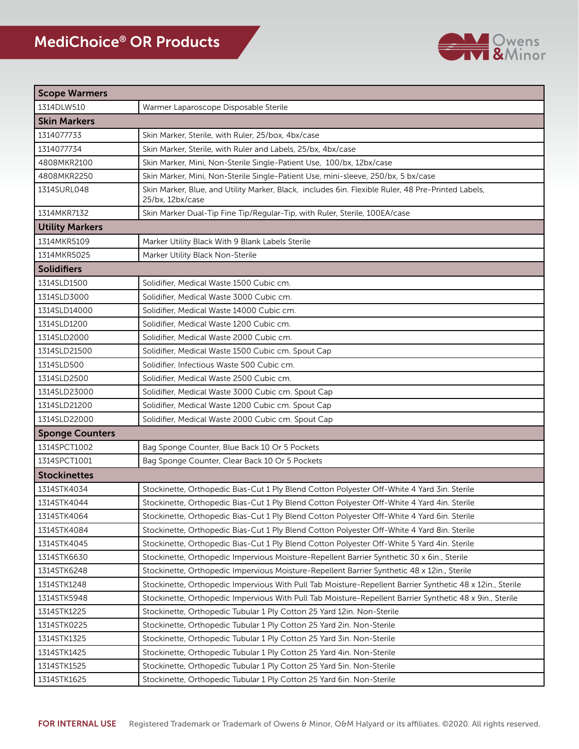# MediChoice® OR Products

| Scope Warmers | |
|---|---|
| 1314DLW510 | Warmer Laparoscope Disposable Sterile |
| **Skin Markers** | |
| 1314077733 | Skin Marker, Sterile, with Ruler, 25/box, 4bx/case |
| 1314077734 | Skin Marker, Sterile, with Ruler and Labels, 25/bx, 4bx/case |
| 4808MKR2100 | Skin Marker, Mini, Non-Sterile Single-Patient Use, 100/bx, 12bx/case |
| 4808MKR2250 | Skin Marker, Mini, Non-Sterile Single-Patient Use, mini-sleeve, 250/bx, 5 bx/case |
| 1314SURL048 | Skin Marker, Blue, and Utility Marker, Black, includes 6in. Flexible Ruler, 48 Pre-Printed Labels, 25/bx, 12bx/case |
| 1314MKR7132 | Skin Marker Dual-Tip Fine Tip/Regular-Tip, with Ruler, Sterile, 100EA/case |
| **Utility Markers** | |
| 1314MKR5109 | Marker Utility Black With 9 Blank Labels Sterile |
| 1314MKR5025 | Marker Utility Black Non-Sterile |
| **Solidifiers** | |
| 1314SLD1500 | Solidifier, Medical Waste 1500 Cubic cm. |
| 1314SLD3000 | Solidifier, Medical Waste 3000 Cubic cm. |
| 1314SLD14000 | Solidifier, Medical Waste 14000 Cubic cm. |
| 1314SLD1200 | Solidifier, Medical Waste 1200 Cubic cm. |
| 1314SLD2000 | Solidifier, Medical Waste 2000 Cubic cm. |
| 1314SLD21500 | Solidifier, Medical Waste 1500 Cubic cm. Spout Cap |
| 1314SLD500 | Solidifier, Infectious Waste 500 Cubic cm. |
| 1314SLD2500 | Solidifier, Medical Waste 2500 Cubic cm. |
| 1314SLD23000 | Solidifier, Medical Waste 3000 Cubic cm. Spout Cap |
| 1314SLD21200 | Solidifier, Medical Waste 1200 Cubic cm. Spout Cap |
| 1314SLD22000 | Solidifier, Medical Waste 2000 Cubic cm. Spout Cap |
| **Sponge Counters** | |
| 1314SPCT1002 | Bag Sponge Counter, Blue Back 10 Or 5 Pockets |
| 1314SPCT1001 | Bag Sponge Counter, Clear Back 10 Or 5 Pockets |
| **Stockinettes** | |
| 1314STK4034 | Stockinette, Orthopedic Bias-Cut 1 Ply Blend Cotton Polyester Off-White 4 Yard 3in. Sterile |
| 1314STK4044 | Stockinette, Orthopedic Bias-Cut 1 Ply Blend Cotton Polyester Off-White 4 Yard 4in. Sterile |
| 1314STK4064 | Stockinette, Orthopedic Bias-Cut 1 Ply Blend Cotton Polyester Off-White 4 Yard 6in. Sterile |
| 1314STK4084 | Stockinette, Orthopedic Bias-Cut 1 Ply Blend Cotton Polyester Off-White 4 Yard 8in. Sterile |
| 1314STK4045 | Stockinette, Orthopedic Bias-Cut 1 Ply Blend Cotton Polyester Off-White 5 Yard 4in. Sterile |
| 1314STK6630 | Stockinette, Orthopedic Impervious Moisture-Repellent Barrier Synthetic 30 x 6in., Sterile |
| 1314STK6248 | Stockinette, Orthopedic Impervious Moisture-Repellent Barrier Synthetic 48 x 12in., Sterile |
| 1314STK1248 | Stockinette, Orthopedic Impervious With Pull Tab Moisture-Repellent Barrier Synthetic 48 x 12in., Sterile |
| 1314STK5948 | Stockinette, Orthopedic Impervious With Pull Tab Moisture-Repellent Barrier Synthetic 48 x 9in., Sterile |
| 1314STK1225 | Stockinette, Orthopedic Tubular 1 Ply Cotton 25 Yard 12in. Non-Sterile |
| 1314STK0225 | Stockinette, Orthopedic Tubular 1 Ply Cotton 25 Yard 2in. Non-Sterile |
| 1314STK1325 | Stockinette, Orthopedic Tubular 1 Ply Cotton 25 Yard 3in. Non-Sterile |
| 1314STK1425 | Stockinette, Orthopedic Tubular 1 Ply Cotton 25 Yard 4in. Non-Sterile |
| 1314STK1525 | Stockinette, Orthopedic Tubular 1 Ply Cotton 25 Yard 5in. Non-Sterile |
| 1314STK1625 | Stockinette, Orthopedic Tubular 1 Ply Cotton 25 Yard 6in. Non-Sterile |

**FOR INTERNAL USE** Registered Trademark or Trademark of Owens & Minor, O&M Halyard or its affiliates. ©2020. All rights reserved.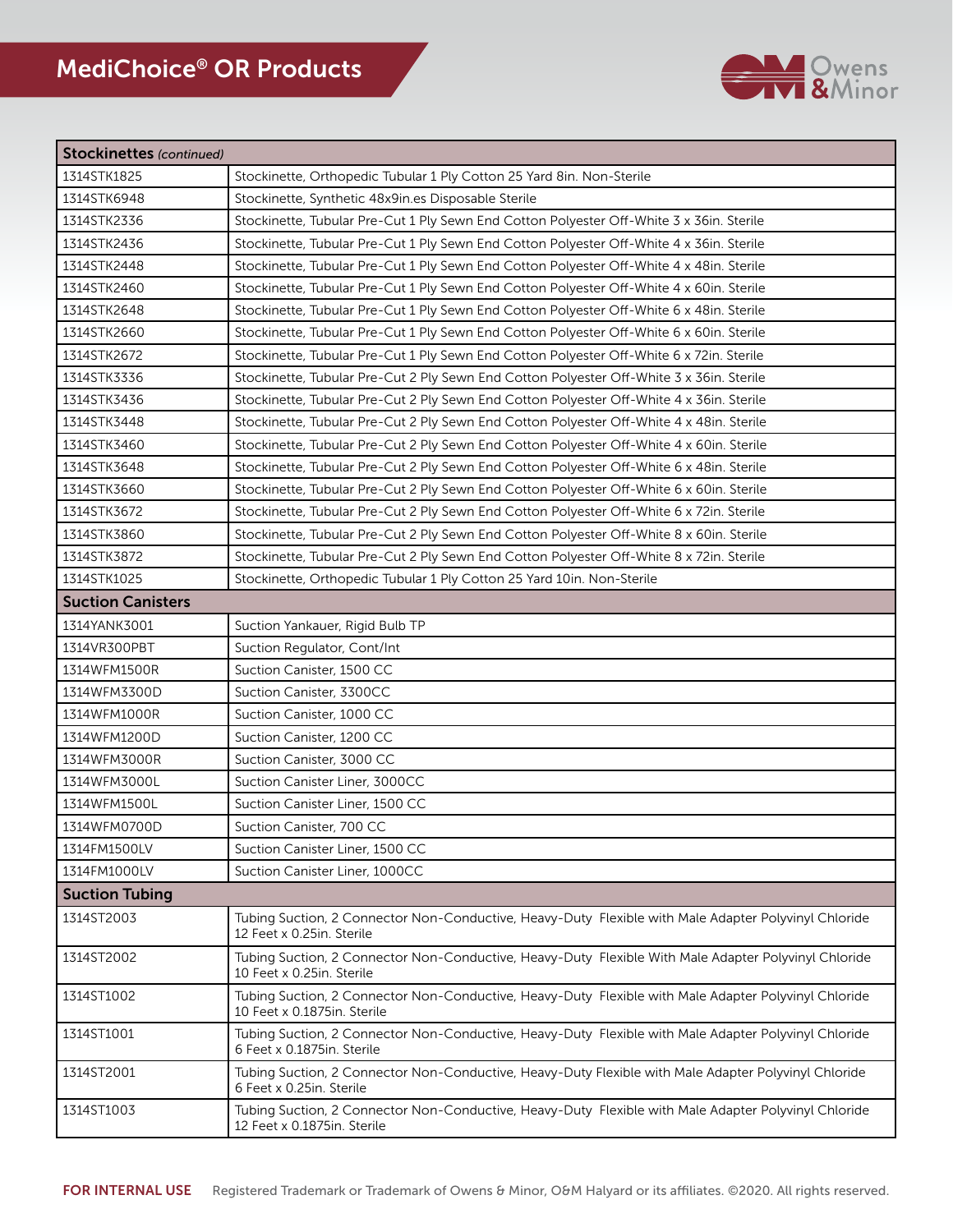# MediChoice® OR Products

| Stockinettes *(continued)* | |
|---|---|
| 1314STK1825 | Stockinette, Orthopedic Tubular 1 Ply Cotton 25 Yard 8in. Non-Sterile |
| 1314STK6948 | Stockinette, Synthetic 48x9in.es Disposable Sterile |
| 1314STK2336 | Stockinette, Tubular Pre-Cut 1 Ply Sewn End Cotton Polyester Off-White 3 x 36in. Sterile |
| 1314STK2436 | Stockinette, Tubular Pre-Cut 1 Ply Sewn End Cotton Polyester Off-White 4 x 36in. Sterile |
| 1314STK2448 | Stockinette, Tubular Pre-Cut 1 Ply Sewn End Cotton Polyester Off-White 4 x 48in. Sterile |
| 1314STK2460 | Stockinette, Tubular Pre-Cut 1 Ply Sewn End Cotton Polyester Off-White 4 x 60in. Sterile |
| 1314STK2648 | Stockinette, Tubular Pre-Cut 1 Ply Sewn End Cotton Polyester Off-White 6 x 48in. Sterile |
| 1314STK2660 | Stockinette, Tubular Pre-Cut 1 Ply Sewn End Cotton Polyester Off-White 6 x 60in. Sterile |
| 1314STK2672 | Stockinette, Tubular Pre-Cut 1 Ply Sewn End Cotton Polyester Off-White 6 x 72in. Sterile |
| 1314STK3336 | Stockinette, Tubular Pre-Cut 2 Ply Sewn End Cotton Polyester Off-White 3 x 36in. Sterile |
| 1314STK3436 | Stockinette, Tubular Pre-Cut 2 Ply Sewn End Cotton Polyester Off-White 4 x 36in. Sterile |
| 1314STK3448 | Stockinette, Tubular Pre-Cut 2 Ply Sewn End Cotton Polyester Off-White 4 x 48in. Sterile |
| 1314STK3460 | Stockinette, Tubular Pre-Cut 2 Ply Sewn End Cotton Polyester Off-White 4 x 60in. Sterile |
| 1314STK3648 | Stockinette, Tubular Pre-Cut 2 Ply Sewn End Cotton Polyester Off-White 6 x 48in. Sterile |
| 1314STK3660 | Stockinette, Tubular Pre-Cut 2 Ply Sewn End Cotton Polyester Off-White 6 x 60in. Sterile |
| 1314STK3672 | Stockinette, Tubular Pre-Cut 2 Ply Sewn End Cotton Polyester Off-White 6 x 72in. Sterile |
| 1314STK3860 | Stockinette, Tubular Pre-Cut 2 Ply Sewn End Cotton Polyester Off-White 8 x 60in. Sterile |
| 1314STK3872 | Stockinette, Tubular Pre-Cut 2 Ply Sewn End Cotton Polyester Off-White 8 x 72in. Sterile |
| 1314STK1025 | Stockinette, Orthopedic Tubular 1 Ply Cotton 25 Yard 10in. Non-Sterile |
| **Suction Canisters** | |
| 1314YANK3001 | Suction Yankauer, Rigid Bulb TP |
| 1314VR300PBT | Suction Regulator, Cont/Int |
| 1314WFM1500R | Suction Canister, 1500 CC |
| 1314WFM3300D | Suction Canister, 3300CC |
| 1314WFM1000R | Suction Canister, 1000 CC |
| 1314WFM1200D | Suction Canister, 1200 CC |
| 1314WFM3000R | Suction Canister, 3000 CC |
| 1314WFM3000L | Suction Canister Liner, 3000CC |
| 1314WFM1500L | Suction Canister Liner, 1500 CC |
| 1314WFM0700D | Suction Canister, 700 CC |
| 1314FM1500LV | Suction Canister Liner, 1500 CC |
| 1314FM1000LV | Suction Canister Liner, 1000CC |
| **Suction Tubing** | |
| 1314ST2003 | Tubing Suction, 2 Connector Non-Conductive, Heavy-Duty Flexible with Male Adapter Polyvinyl Chloride 12 Feet x 0.25in. Sterile |
| 1314ST2002 | Tubing Suction, 2 Connector Non-Conductive, Heavy-Duty Flexible With Male Adapter Polyvinyl Chloride 10 Feet x 0.25in. Sterile |
| 1314ST1002 | Tubing Suction, 2 Connector Non-Conductive, Heavy-Duty Flexible with Male Adapter Polyvinyl Chloride 10 Feet x 0.1875in. Sterile |
| 1314ST1001 | Tubing Suction, 2 Connector Non-Conductive, Heavy-Duty Flexible with Male Adapter Polyvinyl Chloride 6 Feet x 0.1875in. Sterile |
| 1314ST2001 | Tubing Suction, 2 Connector Non-Conductive, Heavy-Duty Flexible with Male Adapter Polyvinyl Chloride 6 Feet x 0.25in. Sterile |
| 1314ST1003 | Tubing Suction, 2 Connector Non-Conductive, Heavy-Duty Flexible with Male Adapter Polyvinyl Chloride 12 Feet x 0.1875in. Sterile |

**FOR INTERNAL USE** Registered Trademark or Trademark of Owens & Minor, O&M Halyard or its affiliates. ©2020. All rights reserved.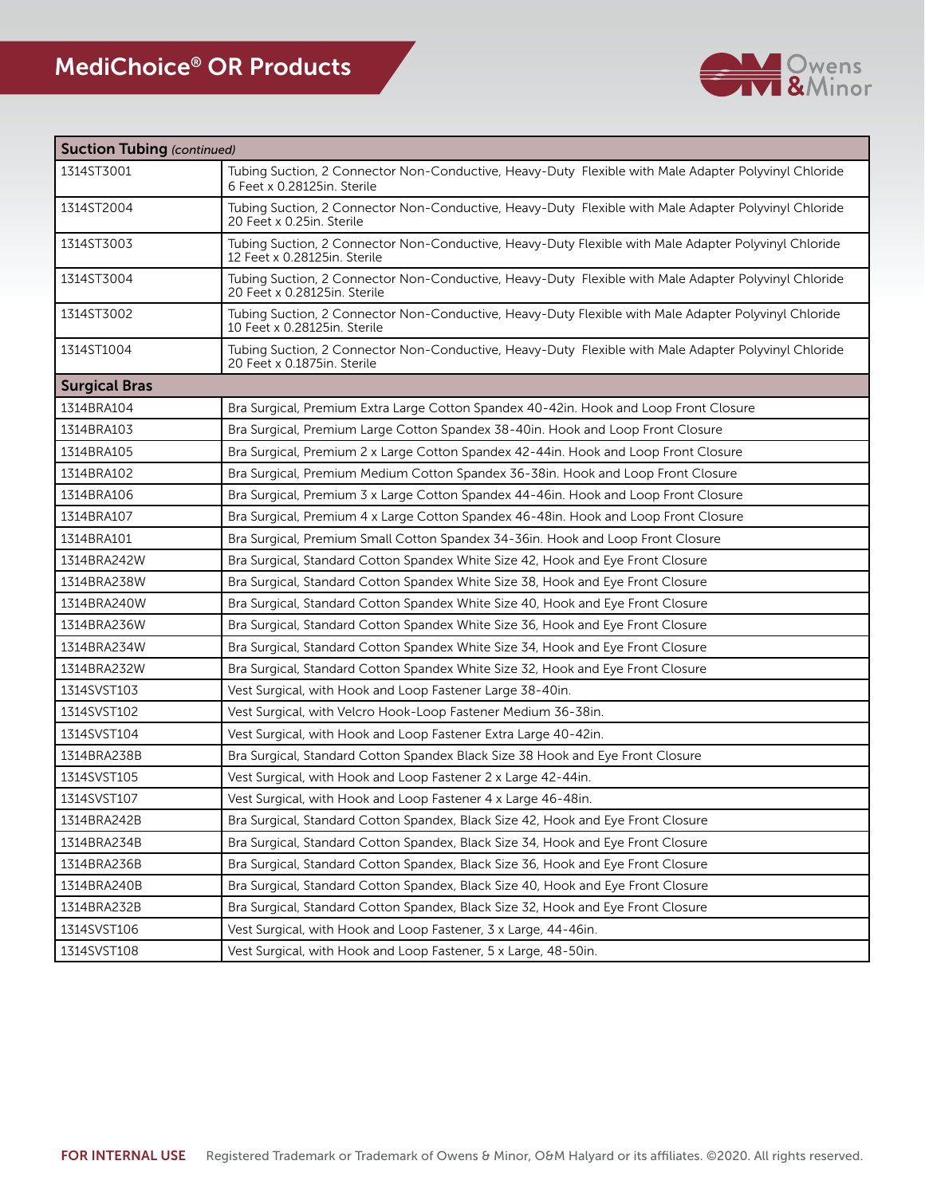## MediChoice® OR Products

| Suction Tubing *(continued)* | |
|---|---|
| 1314ST3001 | Tubing Suction, 2 Connector Non-Conductive, Heavy-Duty Flexible with Male Adapter Polyvinyl Chloride 6 Feet x 0.28125in. Sterile |
| 1314ST2004 | Tubing Suction, 2 Connector Non-Conductive, Heavy-Duty Flexible with Male Adapter Polyvinyl Chloride 20 Feet x 0.25in. Sterile |
| 1314ST3003 | Tubing Suction, 2 Connector Non-Conductive, Heavy-Duty Flexible with Male Adapter Polyvinyl Chloride 12 Feet x 0.28125in. Sterile |
| 1314ST3004 | Tubing Suction, 2 Connector Non-Conductive, Heavy-Duty Flexible with Male Adapter Polyvinyl Chloride 20 Feet x 0.28125in. Sterile |
| 1314ST3002 | Tubing Suction, 2 Connector Non-Conductive, Heavy-Duty Flexible with Male Adapter Polyvinyl Chloride 10 Feet x 0.28125in. Sterile |
| 1314ST1004 | Tubing Suction, 2 Connector Non-Conductive, Heavy-Duty Flexible with Male Adapter Polyvinyl Chloride 20 Feet x 0.1875in. Sterile |
| **Surgical Bras** | |
| 1314BRA104 | Bra Surgical, Premium Extra Large Cotton Spandex 40-42in. Hook and Loop Front Closure |
| 1314BRA103 | Bra Surgical, Premium Large Cotton Spandex 38-40in. Hook and Loop Front Closure |
| 1314BRA105 | Bra Surgical, Premium 2 x Large Cotton Spandex 42-44in. Hook and Loop Front Closure |
| 1314BRA102 | Bra Surgical, Premium Medium Cotton Spandex 36-38in. Hook and Loop Front Closure |
| 1314BRA106 | Bra Surgical, Premium 3 x Large Cotton Spandex 44-46in. Hook and Loop Front Closure |
| 1314BRA107 | Bra Surgical, Premium 4 x Large Cotton Spandex 46-48in. Hook and Loop Front Closure |
| 1314BRA101 | Bra Surgical, Premium Small Cotton Spandex 34-36in. Hook and Loop Front Closure |
| 1314BRA242W | Bra Surgical, Standard Cotton Spandex White Size 42, Hook and Eye Front Closure |
| 1314BRA238W | Bra Surgical, Standard Cotton Spandex White Size 38, Hook and Eye Front Closure |
| 1314BRA240W | Bra Surgical, Standard Cotton Spandex White Size 40, Hook and Eye Front Closure |
| 1314BRA236W | Bra Surgical, Standard Cotton Spandex White Size 36, Hook and Eye Front Closure |
| 1314BRA234W | Bra Surgical, Standard Cotton Spandex White Size 34, Hook and Eye Front Closure |
| 1314BRA232W | Bra Surgical, Standard Cotton Spandex White Size 32, Hook and Eye Front Closure |
| 1314SVST103 | Vest Surgical, with Hook and Loop Fastener Large 38-40in. |
| 1314SVST102 | Vest Surgical, with Velcro Hook-Loop Fastener Medium 36-38in. |
| 1314SVST104 | Vest Surgical, with Hook and Loop Fastener Extra Large 40-42in. |
| 1314BRA238B | Bra Surgical, Standard Cotton Spandex Black Size 38 Hook and Eye Front Closure |
| 1314SVST105 | Vest Surgical, with Hook and Loop Fastener 2 x Large 42-44in. |
| 1314SVST107 | Vest Surgical, with Hook and Loop Fastener 4 x Large 46-48in. |
| 1314BRA242B | Bra Surgical, Standard Cotton Spandex, Black Size 42, Hook and Eye Front Closure |
| 1314BRA234B | Bra Surgical, Standard Cotton Spandex, Black Size 34, Hook and Eye Front Closure |
| 1314BRA236B | Bra Surgical, Standard Cotton Spandex, Black Size 36, Hook and Eye Front Closure |
| 1314BRA240B | Bra Surgical, Standard Cotton Spandex, Black Size 40, Hook and Eye Front Closure |
| 1314BRA232B | Bra Surgical, Standard Cotton Spandex, Black Size 32, Hook and Eye Front Closure |
| 1314SVST106 | Vest Surgical, with Hook and Loop Fastener, 3 x Large, 44-46in. |
| 1314SVST108 | Vest Surgical, with Hook and Loop Fastener, 5 x Large, 48-50in. |

**FOR INTERNAL USE** Registered Trademark or Trademark of Owens & Minor, O&M Halyard or its affiliates. ©2020. All rights reserved.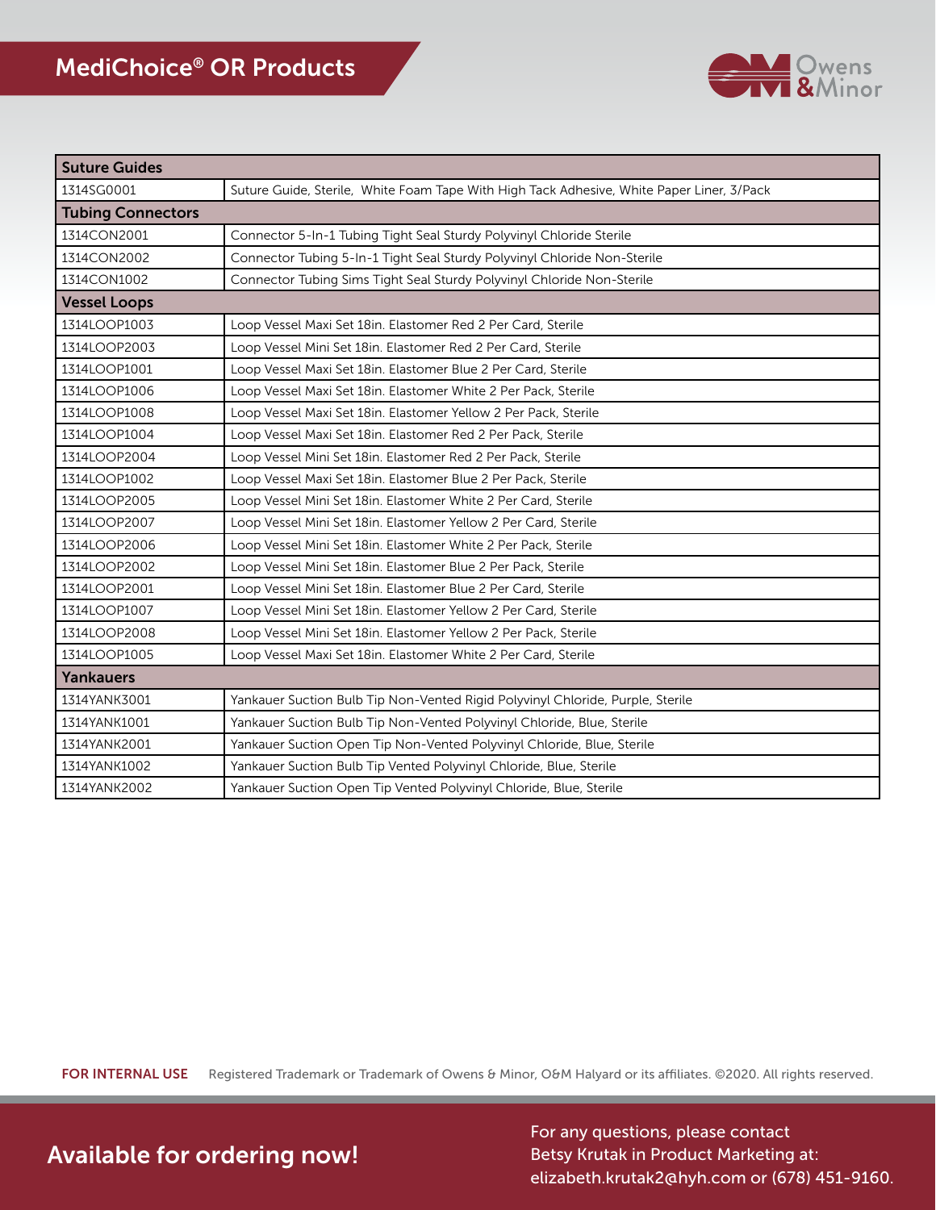## MediChoice® OR Products

| | |
|---|---|
| **Suture Guides** | |
| 1314SG0001 | Suture Guide, Sterile, White Foam Tape With High Tack Adhesive, White Paper Liner, 3/Pack |
| **Tubing Connectors** | |
| 1314CON2001 | Connector 5-In-1 Tubing Tight Seal Sturdy Polyvinyl Chloride Sterile |
| 1314CON2002 | Connector Tubing 5-In-1 Tight Seal Sturdy Polyvinyl Chloride Non-Sterile |
| 1314CON1002 | Connector Tubing Sims Tight Seal Sturdy Polyvinyl Chloride Non-Sterile |
| **Vessel Loops** | |
| 1314LOOP1003 | Loop Vessel Maxi Set 18in. Elastomer Red 2 Per Card, Sterile |
| 1314LOOP2003 | Loop Vessel Mini Set 18in. Elastomer Red 2 Per Card, Sterile |
| 1314LOOP1001 | Loop Vessel Maxi Set 18in. Elastomer Blue 2 Per Card, Sterile |
| 1314LOOP1006 | Loop Vessel Maxi Set 18in. Elastomer White 2 Per Pack, Sterile |
| 1314LOOP1008 | Loop Vessel Maxi Set 18in. Elastomer Yellow 2 Per Pack, Sterile |
| 1314LOOP1004 | Loop Vessel Maxi Set 18in. Elastomer Red 2 Per Pack, Sterile |
| 1314LOOP2004 | Loop Vessel Mini Set 18in. Elastomer Red 2 Per Pack, Sterile |
| 1314LOOP1002 | Loop Vessel Maxi Set 18in. Elastomer Blue 2 Per Pack, Sterile |
| 1314LOOP2005 | Loop Vessel Mini Set 18in. Elastomer White 2 Per Card, Sterile |
| 1314LOOP2007 | Loop Vessel Mini Set 18in. Elastomer Yellow 2 Per Card, Sterile |
| 1314LOOP2006 | Loop Vessel Mini Set 18in. Elastomer White 2 Per Pack, Sterile |
| 1314LOOP2002 | Loop Vessel Mini Set 18in. Elastomer Blue 2 Per Pack, Sterile |
| 1314LOOP2001 | Loop Vessel Mini Set 18in. Elastomer Blue 2 Per Card, Sterile |
| 1314LOOP1007 | Loop Vessel Mini Set 18in. Elastomer Yellow 2 Per Card, Sterile |
| 1314LOOP2008 | Loop Vessel Mini Set 18in. Elastomer Yellow 2 Per Pack, Sterile |
| 1314LOOP1005 | Loop Vessel Maxi Set 18in. Elastomer White 2 Per Card, Sterile |
| **Yankauers** | |
| 1314YANK3001 | Yankauer Suction Bulb Tip Non-Vented Rigid Polyvinyl Chloride, Purple, Sterile |
| 1314YANK1001 | Yankauer Suction Bulb Tip Non-Vented Polyvinyl Chloride, Blue, Sterile |
| 1314YANK2001 | Yankauer Suction Open Tip Non-Vented Polyvinyl Chloride, Blue, Sterile |
| 1314YANK1002 | Yankauer Suction Bulb Tip Vented Polyvinyl Chloride, Blue, Sterile |
| 1314YANK2002 | Yankauer Suction Open Tip Vented Polyvinyl Chloride, Blue, Sterile |

**FOR INTERNAL USE** Registered Trademark or Trademark of Owens & Minor, O&M Halyard or its affiliates. ©2020. All rights reserved.

**Available for ordering now!**

For any questions, please contact Betsy Krutak in Product Marketing at: elizabeth.krutak2@hyh.com or (678) 451-9160.